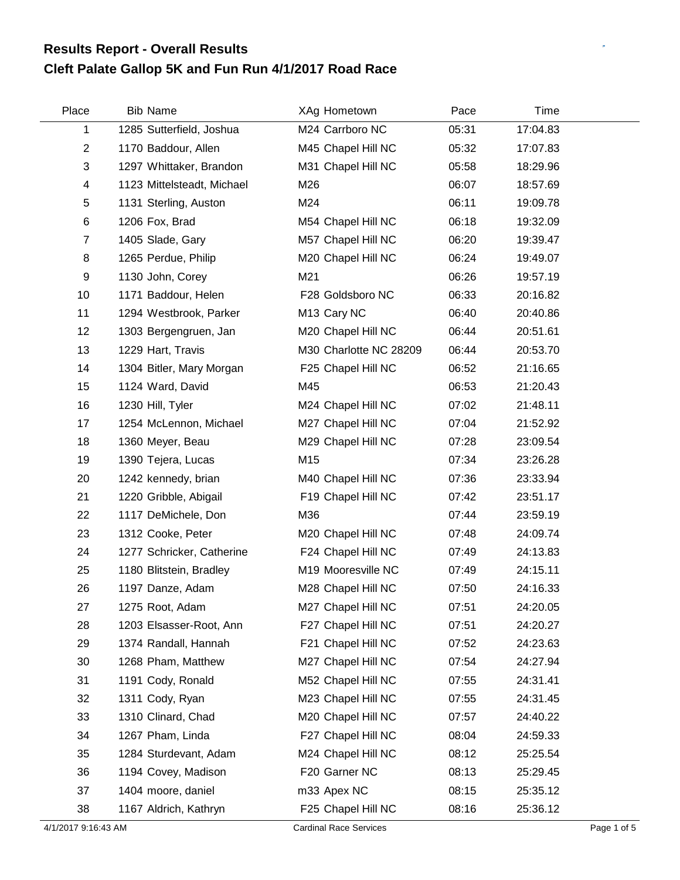# Results Report - Overall Results

## Cleft Palate Gallop 5K and Fun Run 4/1/2017 Road Race

| Place | Bib | Name | XAg | Hometown | Pace | Time |
|---|---|---|---|---|---|---|
| 1 | 1285 | Sutterfield, Joshua | M24 | Carrboro NC | 05:31 | 17:04.83 |
| 2 | 1170 | Baddour, Allen | M45 | Chapel Hill NC | 05:32 | 17:07.83 |
| 3 | 1297 | Whittaker, Brandon | M31 | Chapel Hill NC | 05:58 | 18:29.96 |
| 4 | 1123 | Mittelsteadt, Michael | M26 | | 06:07 | 18:57.69 |
| 5 | 1131 | Sterling, Auston | M24 | | 06:11 | 19:09.78 |
| 6 | 1206 | Fox, Brad | M54 | Chapel Hill NC | 06:18 | 19:32.09 |
| 7 | 1405 | Slade, Gary | M57 | Chapel Hill NC | 06:20 | 19:39.47 |
| 8 | 1265 | Perdue, Philip | M20 | Chapel Hill NC | 06:24 | 19:49.07 |
| 9 | 1130 | John, Corey | M21 | | 06:26 | 19:57.19 |
| 10 | 1171 | Baddour, Helen | F28 | Goldsboro NC | 06:33 | 20:16.82 |
| 11 | 1294 | Westbrook, Parker | M13 | Cary NC | 06:40 | 20:40.86 |
| 12 | 1303 | Bergengruen, Jan | M20 | Chapel Hill NC | 06:44 | 20:51.61 |
| 13 | 1229 | Hart, Travis | M30 | Charlotte NC 28209 | 06:44 | 20:53.70 |
| 14 | 1304 | Bitler, Mary Morgan | F25 | Chapel Hill NC | 06:52 | 21:16.65 |
| 15 | 1124 | Ward, David | M45 | | 06:53 | 21:20.43 |
| 16 | 1230 | Hill, Tyler | M24 | Chapel Hill NC | 07:02 | 21:48.11 |
| 17 | 1254 | McLennon, Michael | M27 | Chapel Hill NC | 07:04 | 21:52.92 |
| 18 | 1360 | Meyer, Beau | M29 | Chapel Hill NC | 07:28 | 23:09.54 |
| 19 | 1390 | Tejera, Lucas | M15 | | 07:34 | 23:26.28 |
| 20 | 1242 | kennedy, brian | M40 | Chapel Hill NC | 07:36 | 23:33.94 |
| 21 | 1220 | Gribble, Abigail | F19 | Chapel Hill NC | 07:42 | 23:51.17 |
| 22 | 1117 | DeMichele, Don | M36 | | 07:44 | 23:59.19 |
| 23 | 1312 | Cooke, Peter | M20 | Chapel Hill NC | 07:48 | 24:09.74 |
| 24 | 1277 | Schricker, Catherine | F24 | Chapel Hill NC | 07:49 | 24:13.83 |
| 25 | 1180 | Blitstein, Bradley | M19 | Mooresville NC | 07:49 | 24:15.11 |
| 26 | 1197 | Danze, Adam | M28 | Chapel Hill NC | 07:50 | 24:16.33 |
| 27 | 1275 | Root, Adam | M27 | Chapel Hill NC | 07:51 | 24:20.05 |
| 28 | 1203 | Elsasser-Root, Ann | F27 | Chapel Hill NC | 07:51 | 24:20.27 |
| 29 | 1374 | Randall, Hannah | F21 | Chapel Hill NC | 07:52 | 24:23.63 |
| 30 | 1268 | Pham, Matthew | M27 | Chapel Hill NC | 07:54 | 24:27.94 |
| 31 | 1191 | Cody, Ronald | M52 | Chapel Hill NC | 07:55 | 24:31.41 |
| 32 | 1311 | Cody, Ryan | M23 | Chapel Hill NC | 07:55 | 24:31.45 |
| 33 | 1310 | Clinard, Chad | M20 | Chapel Hill NC | 07:57 | 24:40.22 |
| 34 | 1267 | Pham, Linda | F27 | Chapel Hill NC | 08:04 | 24:59.33 |
| 35 | 1284 | Sturdevant, Adam | M24 | Chapel Hill NC | 08:12 | 25:25.54 |
| 36 | 1194 | Covey, Madison | F20 | Garner NC | 08:13 | 25:29.45 |
| 37 | 1404 | moore, daniel | m33 | Apex NC | 08:15 | 25:35.12 |
| 38 | 1167 | Aldrich, Kathryn | F25 | Chapel Hill NC | 08:16 | 25:36.12 |

4/1/2017 9:16:43 AM Cardinal Race Services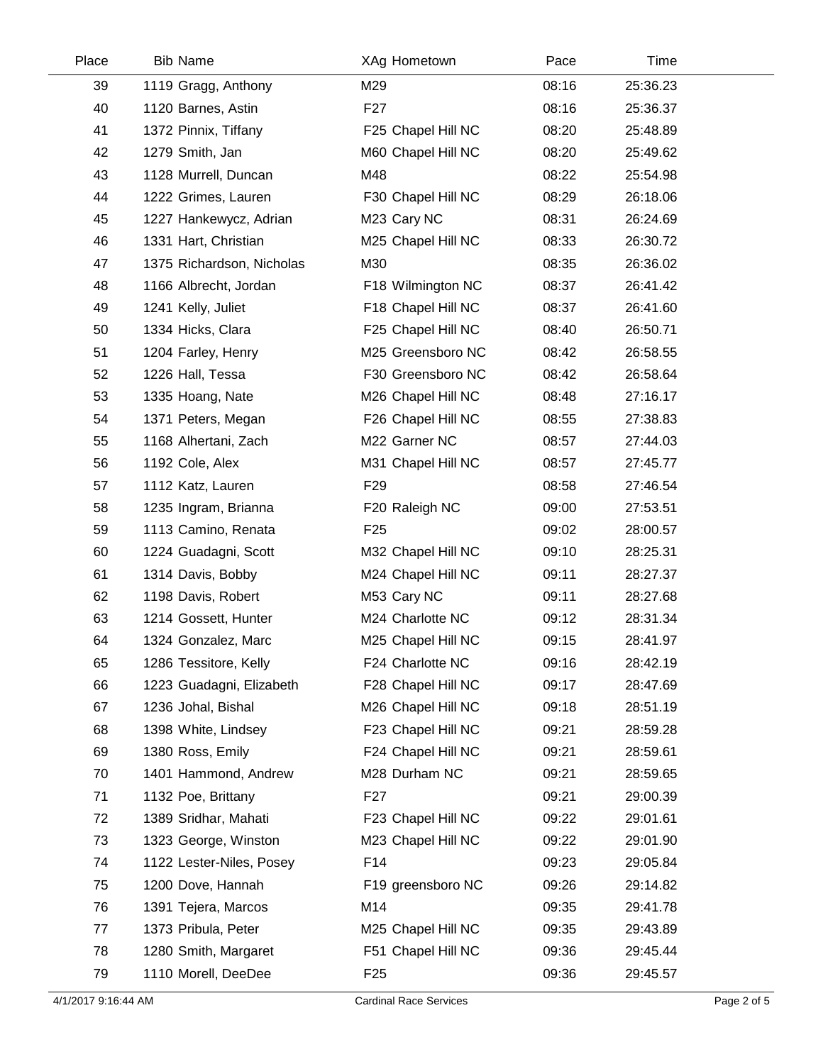| Place | Bib | Name | XAg | Hometown | Pace | Time |
|---|---|---|---|---|---|---|
| 39 | 1119 | Gragg, Anthony | M29 | | 08:16 | 25:36.23 |
| 40 | 1120 | Barnes, Astin | F27 | | 08:16 | 25:36.37 |
| 41 | 1372 | Pinnix, Tiffany | F25 | Chapel Hill NC | 08:20 | 25:48.89 |
| 42 | 1279 | Smith, Jan | M60 | Chapel Hill NC | 08:20 | 25:49.62 |
| 43 | 1128 | Murrell, Duncan | M48 | | 08:22 | 25:54.98 |
| 44 | 1222 | Grimes, Lauren | F30 | Chapel Hill NC | 08:29 | 26:18.06 |
| 45 | 1227 | Hankewycz, Adrian | M23 | Cary NC | 08:31 | 26:24.69 |
| 46 | 1331 | Hart, Christian | M25 | Chapel Hill NC | 08:33 | 26:30.72 |
| 47 | 1375 | Richardson, Nicholas | M30 | | 08:35 | 26:36.02 |
| 48 | 1166 | Albrecht, Jordan | F18 | Wilmington NC | 08:37 | 26:41.42 |
| 49 | 1241 | Kelly, Juliet | F18 | Chapel Hill NC | 08:37 | 26:41.60 |
| 50 | 1334 | Hicks, Clara | F25 | Chapel Hill NC | 08:40 | 26:50.71 |
| 51 | 1204 | Farley, Henry | M25 | Greensboro NC | 08:42 | 26:58.55 |
| 52 | 1226 | Hall, Tessa | F30 | Greensboro NC | 08:42 | 26:58.64 |
| 53 | 1335 | Hoang, Nate | M26 | Chapel Hill NC | 08:48 | 27:16.17 |
| 54 | 1371 | Peters, Megan | F26 | Chapel Hill NC | 08:55 | 27:38.83 |
| 55 | 1168 | Alhertani, Zach | M22 | Garner NC | 08:57 | 27:44.03 |
| 56 | 1192 | Cole, Alex | M31 | Chapel Hill NC | 08:57 | 27:45.77 |
| 57 | 1112 | Katz, Lauren | F29 | | 08:58 | 27:46.54 |
| 58 | 1235 | Ingram, Brianna | F20 | Raleigh NC | 09:00 | 27:53.51 |
| 59 | 1113 | Camino, Renata | F25 | | 09:02 | 28:00.57 |
| 60 | 1224 | Guadagni, Scott | M32 | Chapel Hill NC | 09:10 | 28:25.31 |
| 61 | 1314 | Davis, Bobby | M24 | Chapel Hill NC | 09:11 | 28:27.37 |
| 62 | 1198 | Davis, Robert | M53 | Cary NC | 09:11 | 28:27.68 |
| 63 | 1214 | Gossett, Hunter | M24 | Charlotte NC | 09:12 | 28:31.34 |
| 64 | 1324 | Gonzalez, Marc | M25 | Chapel Hill NC | 09:15 | 28:41.97 |
| 65 | 1286 | Tessitore, Kelly | F24 | Charlotte NC | 09:16 | 28:42.19 |
| 66 | 1223 | Guadagni, Elizabeth | F28 | Chapel Hill NC | 09:17 | 28:47.69 |
| 67 | 1236 | Johal, Bishal | M26 | Chapel Hill NC | 09:18 | 28:51.19 |
| 68 | 1398 | White, Lindsey | F23 | Chapel Hill NC | 09:21 | 28:59.28 |
| 69 | 1380 | Ross, Emily | F24 | Chapel Hill NC | 09:21 | 28:59.61 |
| 70 | 1401 | Hammond, Andrew | M28 | Durham NC | 09:21 | 28:59.65 |
| 71 | 1132 | Poe, Brittany | F27 | | 09:21 | 29:00.39 |
| 72 | 1389 | Sridhar, Mahati | F23 | Chapel Hill NC | 09:22 | 29:01.61 |
| 73 | 1323 | George, Winston | M23 | Chapel Hill NC | 09:22 | 29:01.90 |
| 74 | 1122 | Lester-Niles, Posey | F14 | | 09:23 | 29:05.84 |
| 75 | 1200 | Dove, Hannah | F19 | greensboro NC | 09:26 | 29:14.82 |
| 76 | 1391 | Tejera, Marcos | M14 | | 09:35 | 29:41.78 |
| 77 | 1373 | Pribula, Peter | M25 | Chapel Hill NC | 09:35 | 29:43.89 |
| 78 | 1280 | Smith, Margaret | F51 | Chapel Hill NC | 09:36 | 29:45.44 |
| 79 | 1110 | Morell, DeeDee | F25 | | 09:36 | 29:45.57 |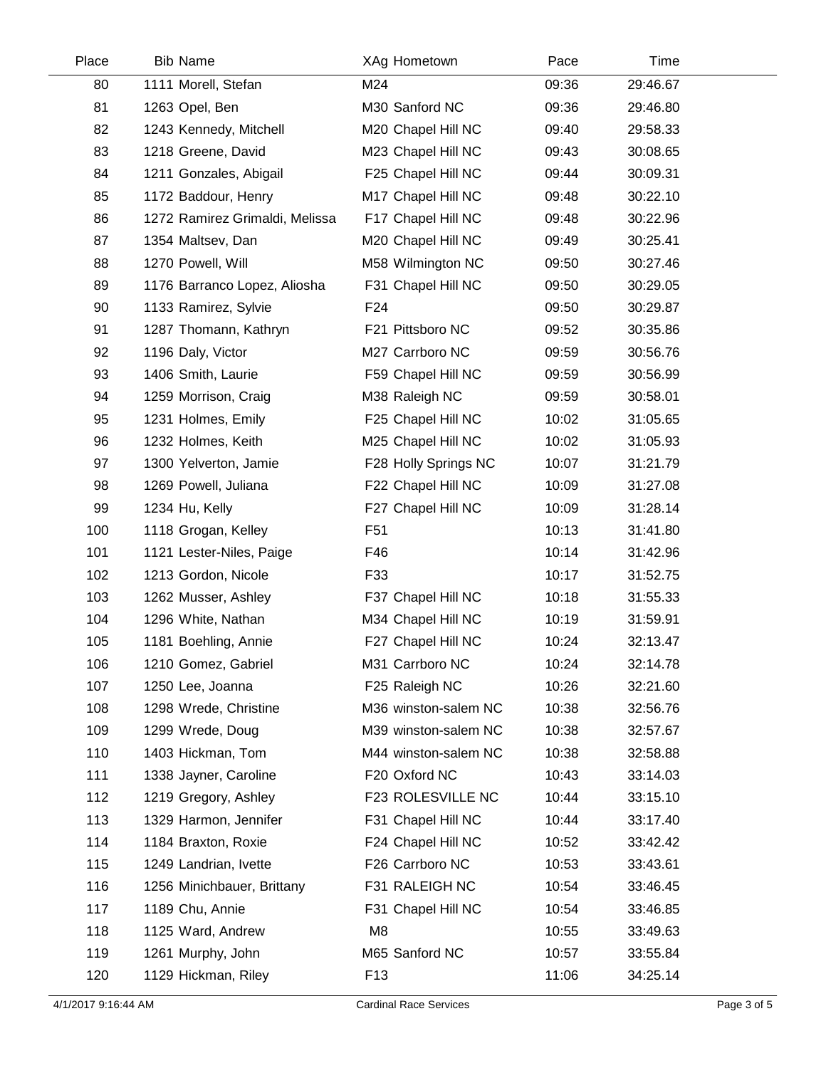| Place | Bib | Name | XAg | Hometown | Pace | Time |
|---|---|---|---|---|---|---|
| 80 | 1111 | Morell, Stefan | M24 | | 09:36 | 29:46.67 |
| 81 | 1263 | Opel, Ben | M30 | Sanford NC | 09:36 | 29:46.80 |
| 82 | 1243 | Kennedy, Mitchell | M20 | Chapel Hill NC | 09:40 | 29:58.33 |
| 83 | 1218 | Greene, David | M23 | Chapel Hill NC | 09:43 | 30:08.65 |
| 84 | 1211 | Gonzales, Abigail | F25 | Chapel Hill NC | 09:44 | 30:09.31 |
| 85 | 1172 | Baddour, Henry | M17 | Chapel Hill NC | 09:48 | 30:22.10 |
| 86 | 1272 | Ramirez Grimaldi, Melissa | F17 | Chapel Hill NC | 09:48 | 30:22.96 |
| 87 | 1354 | Maltsev, Dan | M20 | Chapel Hill NC | 09:49 | 30:25.41 |
| 88 | 1270 | Powell, Will | M58 | Wilmington NC | 09:50 | 30:27.46 |
| 89 | 1176 | Barranco Lopez, Aliosha | F31 | Chapel Hill NC | 09:50 | 30:29.05 |
| 90 | 1133 | Ramirez, Sylvie | F24 | | 09:50 | 30:29.87 |
| 91 | 1287 | Thomann, Kathryn | F21 | Pittsboro NC | 09:52 | 30:35.86 |
| 92 | 1196 | Daly, Victor | M27 | Carrboro NC | 09:59 | 30:56.76 |
| 93 | 1406 | Smith, Laurie | F59 | Chapel Hill NC | 09:59 | 30:56.99 |
| 94 | 1259 | Morrison, Craig | M38 | Raleigh NC | 09:59 | 30:58.01 |
| 95 | 1231 | Holmes, Emily | F25 | Chapel Hill NC | 10:02 | 31:05.65 |
| 96 | 1232 | Holmes, Keith | M25 | Chapel Hill NC | 10:02 | 31:05.93 |
| 97 | 1300 | Yelverton, Jamie | F28 | Holly Springs NC | 10:07 | 31:21.79 |
| 98 | 1269 | Powell, Juliana | F22 | Chapel Hill NC | 10:09 | 31:27.08 |
| 99 | 1234 | Hu, Kelly | F27 | Chapel Hill NC | 10:09 | 31:28.14 |
| 100 | 1118 | Grogan, Kelley | F51 | | 10:13 | 31:41.80 |
| 101 | 1121 | Lester-Niles, Paige | F46 | | 10:14 | 31:42.96 |
| 102 | 1213 | Gordon, Nicole | F33 | | 10:17 | 31:52.75 |
| 103 | 1262 | Musser, Ashley | F37 | Chapel Hill NC | 10:18 | 31:55.33 |
| 104 | 1296 | White, Nathan | M34 | Chapel Hill NC | 10:19 | 31:59.91 |
| 105 | 1181 | Boehling, Annie | F27 | Chapel Hill NC | 10:24 | 32:13.47 |
| 106 | 1210 | Gomez, Gabriel | M31 | Carrboro NC | 10:24 | 32:14.78 |
| 107 | 1250 | Lee, Joanna | F25 | Raleigh NC | 10:26 | 32:21.60 |
| 108 | 1298 | Wrede, Christine | M36 | winston-salem NC | 10:38 | 32:56.76 |
| 109 | 1299 | Wrede, Doug | M39 | winston-salem NC | 10:38 | 32:57.67 |
| 110 | 1403 | Hickman, Tom | M44 | winston-salem NC | 10:38 | 32:58.88 |
| 111 | 1338 | Jayner, Caroline | F20 | Oxford NC | 10:43 | 33:14.03 |
| 112 | 1219 | Gregory, Ashley | F23 | ROLESVILLE NC | 10:44 | 33:15.10 |
| 113 | 1329 | Harmon, Jennifer | F31 | Chapel Hill NC | 10:44 | 33:17.40 |
| 114 | 1184 | Braxton, Roxie | F24 | Chapel Hill NC | 10:52 | 33:42.42 |
| 115 | 1249 | Landrian, Ivette | F26 | Carrboro NC | 10:53 | 33:43.61 |
| 116 | 1256 | Minichbauer, Brittany | F31 | RALEIGH NC | 10:54 | 33:46.45 |
| 117 | 1189 | Chu, Annie | F31 | Chapel Hill NC | 10:54 | 33:46.85 |
| 118 | 1125 | Ward, Andrew | M8 | | 10:55 | 33:49.63 |
| 119 | 1261 | Murphy, John | M65 | Sanford NC | 10:57 | 33:55.84 |
| 120 | 1129 | Hickman, Riley | F13 | | 11:06 | 34:25.14 |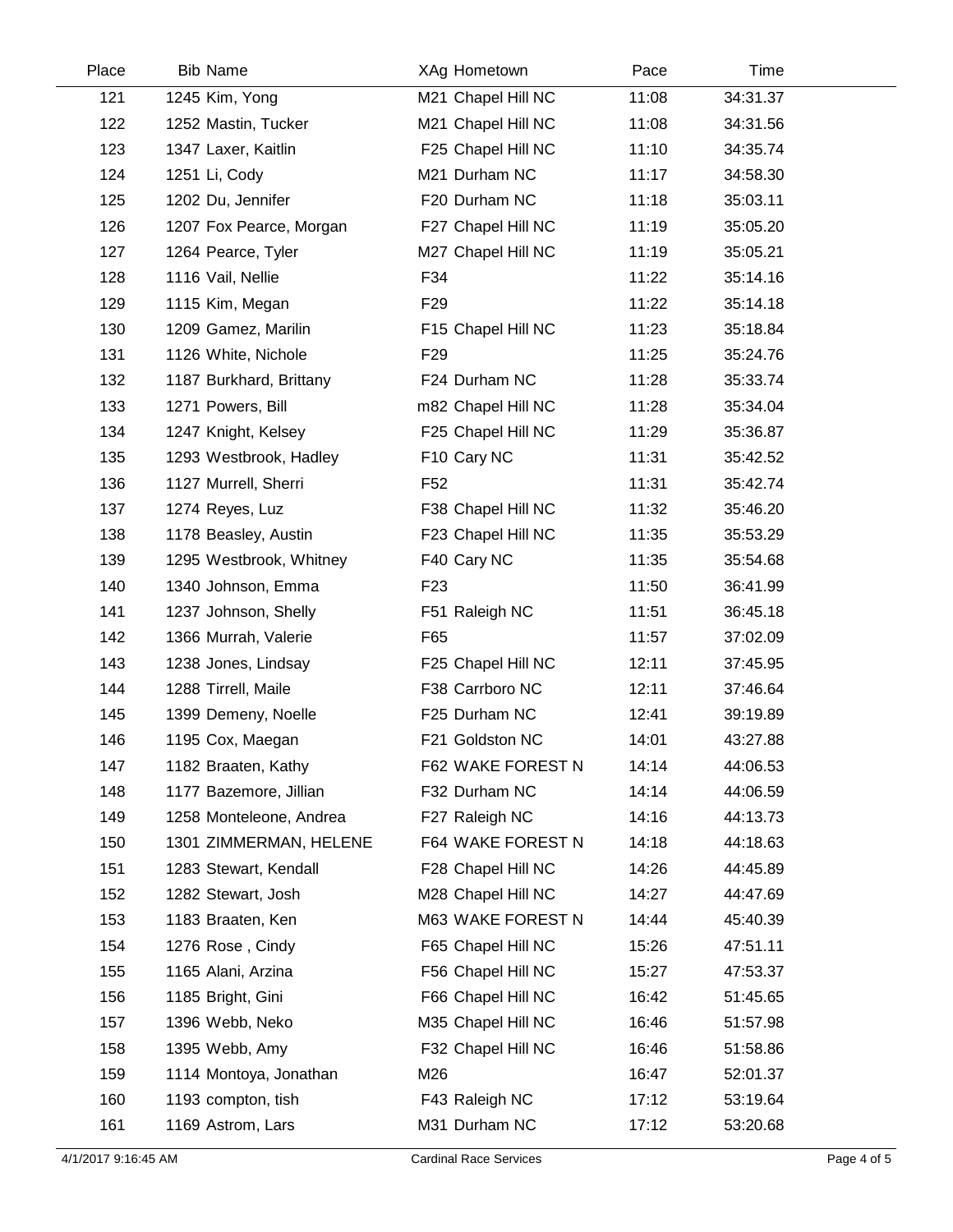| Place | Bib | Name | XAg | Hometown | Pace | Time |
|---|---|---|---|---|---|---|
| 121 | 1245 | Kim, Yong | M21 | Chapel Hill NC | 11:08 | 34:31.37 |
| 122 | 1252 | Mastin, Tucker | M21 | Chapel Hill NC | 11:08 | 34:31.56 |
| 123 | 1347 | Laxer, Kaitlin | F25 | Chapel Hill NC | 11:10 | 34:35.74 |
| 124 | 1251 | Li, Cody | M21 | Durham NC | 11:17 | 34:58.30 |
| 125 | 1202 | Du, Jennifer | F20 | Durham NC | 11:18 | 35:03.11 |
| 126 | 1207 | Fox Pearce, Morgan | F27 | Chapel Hill NC | 11:19 | 35:05.20 |
| 127 | 1264 | Pearce, Tyler | M27 | Chapel Hill NC | 11:19 | 35:05.21 |
| 128 | 1116 | Vail, Nellie | F34 | | 11:22 | 35:14.16 |
| 129 | 1115 | Kim, Megan | F29 | | 11:22 | 35:14.18 |
| 130 | 1209 | Gamez, Marilin | F15 | Chapel Hill NC | 11:23 | 35:18.84 |
| 131 | 1126 | White, Nichole | F29 | | 11:25 | 35:24.76 |
| 132 | 1187 | Burkhard, Brittany | F24 | Durham NC | 11:28 | 35:33.74 |
| 133 | 1271 | Powers, Bill | m82 | Chapel Hill NC | 11:28 | 35:34.04 |
| 134 | 1247 | Knight, Kelsey | F25 | Chapel Hill NC | 11:29 | 35:36.87 |
| 135 | 1293 | Westbrook, Hadley | F10 | Cary NC | 11:31 | 35:42.52 |
| 136 | 1127 | Murrell, Sherri | F52 | | 11:31 | 35:42.74 |
| 137 | 1274 | Reyes, Luz | F38 | Chapel Hill NC | 11:32 | 35:46.20 |
| 138 | 1178 | Beasley, Austin | F23 | Chapel Hill NC | 11:35 | 35:53.29 |
| 139 | 1295 | Westbrook, Whitney | F40 | Cary NC | 11:35 | 35:54.68 |
| 140 | 1340 | Johnson, Emma | F23 | | 11:50 | 36:41.99 |
| 141 | 1237 | Johnson, Shelly | F51 | Raleigh NC | 11:51 | 36:45.18 |
| 142 | 1366 | Murrah, Valerie | F65 | | 11:57 | 37:02.09 |
| 143 | 1238 | Jones, Lindsay | F25 | Chapel Hill NC | 12:11 | 37:45.95 |
| 144 | 1288 | Tirrell, Maile | F38 | Carrboro NC | 12:11 | 37:46.64 |
| 145 | 1399 | Demeny, Noelle | F25 | Durham NC | 12:41 | 39:19.89 |
| 146 | 1195 | Cox, Maegan | F21 | Goldston NC | 14:01 | 43:27.88 |
| 147 | 1182 | Braaten, Kathy | F62 | WAKE FOREST N | 14:14 | 44:06.53 |
| 148 | 1177 | Bazemore, Jillian | F32 | Durham NC | 14:14 | 44:06.59 |
| 149 | 1258 | Monteleone, Andrea | F27 | Raleigh NC | 14:16 | 44:13.73 |
| 150 | 1301 | ZIMMERMAN, HELENE | F64 | WAKE FOREST N | 14:18 | 44:18.63 |
| 151 | 1283 | Stewart, Kendall | F28 | Chapel Hill NC | 14:26 | 44:45.89 |
| 152 | 1282 | Stewart, Josh | M28 | Chapel Hill NC | 14:27 | 44:47.69 |
| 153 | 1183 | Braaten, Ken | M63 | WAKE FOREST N | 14:44 | 45:40.39 |
| 154 | 1276 | Rose , Cindy | F65 | Chapel Hill NC | 15:26 | 47:51.11 |
| 155 | 1165 | Alani, Arzina | F56 | Chapel Hill NC | 15:27 | 47:53.37 |
| 156 | 1185 | Bright, Gini | F66 | Chapel Hill NC | 16:42 | 51:45.65 |
| 157 | 1396 | Webb, Neko | M35 | Chapel Hill NC | 16:46 | 51:57.98 |
| 158 | 1395 | Webb, Amy | F32 | Chapel Hill NC | 16:46 | 51:58.86 |
| 159 | 1114 | Montoya, Jonathan | M26 | | 16:47 | 52:01.37 |
| 160 | 1193 | compton, tish | F43 | Raleigh NC | 17:12 | 53:19.64 |
| 161 | 1169 | Astrom, Lars | M31 | Durham NC | 17:12 | 53:20.68 |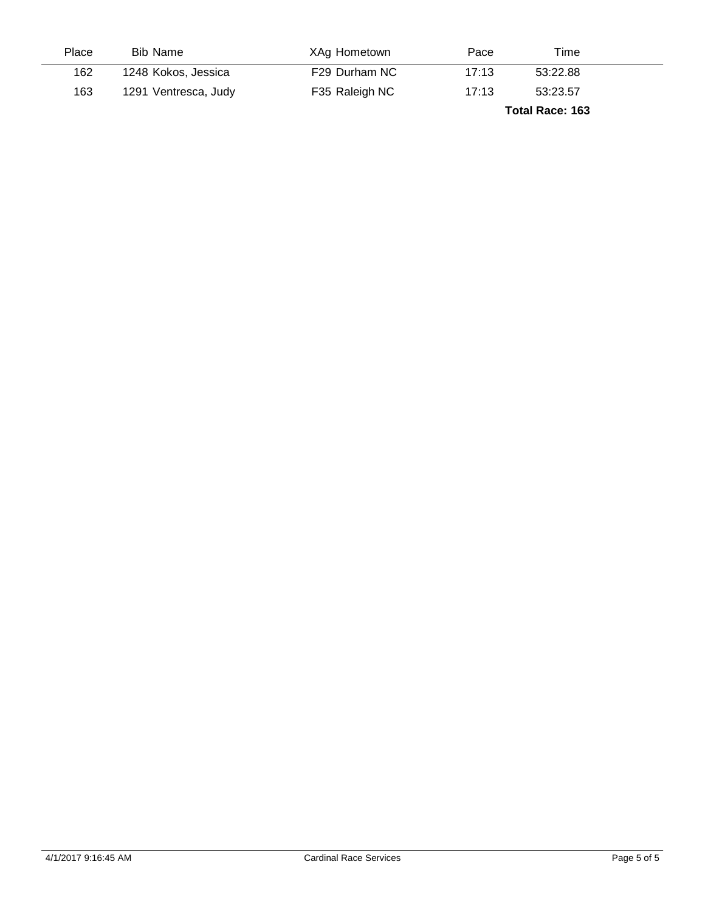| Place | Bib | Name | XAg | Hometown | Pace | Time |
|---|---|---|---|---|---|---|
| 162 | 1248 | Kokos, Jessica | F29 | Durham NC | 17:13 | 53:22.88 |
| 163 | 1291 | Ventresca, Judy | F35 | Raleigh NC | 17:13 | 53:23.57 |

**Total Race: 163**

4/1/2017 9:16:45 AM    Cardinal Race Services